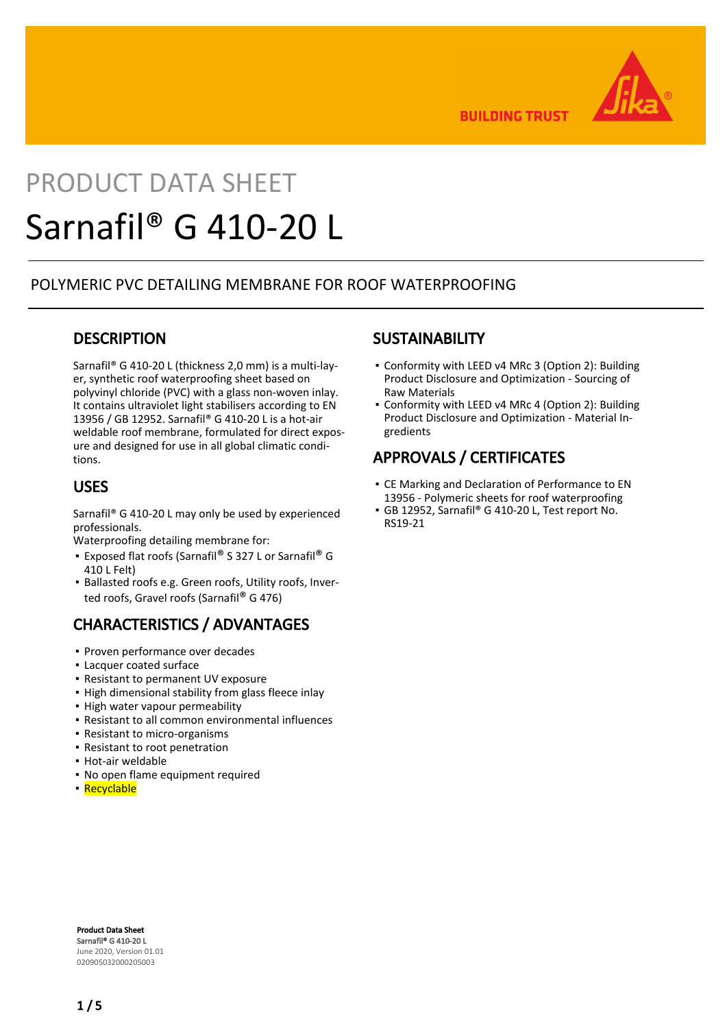PRODUCT DATA SHEET

# Sarnafil® G 410-20 L

POLYMERIC PVC DETAILING MEMBRANE FOR ROOF WATERPROOFING

## DESCRIPTION

Sarnafil® G 410-20 L (thickness 2,0 mm) is a multi-layer, synthetic roof waterproofing sheet based on polyvinyl chloride (PVC) with a glass non-woven inlay. It contains ultraviolet light stabilisers according to EN 13956 / GB 12952. Sarnafil® G 410-20 L is a hot-air weldable roof membrane, formulated for direct exposure and designed for use in all global climatic conditions.

## USES

Sarnafil® G 410-20 L may only be used by experienced professionals.

Waterproofing detailing membrane for:

- Exposed flat roofs (Sarnafil® S 327 L or Sarnafil® G 410 L Felt)
- Ballasted roofs e.g. Green roofs, Utility roofs, Inverted roofs, Gravel roofs (Sarnafil® G 476)

## CHARACTERISTICS / ADVANTAGES

- Proven performance over decades
- Lacquer coated surface
- Resistant to permanent UV exposure
- High dimensional stability from glass fleece inlay
- High water vapour permeability
- Resistant to all common environmental influences
- Resistant to micro-organisms
- Resistant to root penetration
- Hot-air weldable
- No open flame equipment required
- Recyclable

## SUSTAINABILITY

- Conformity with LEED v4 MRc 3 (Option 2): Building Product Disclosure and Optimization - Sourcing of Raw Materials
- Conformity with LEED v4 MRc 4 (Option 2): Building Product Disclosure and Optimization - Material Ingredients

## APPROVALS / CERTIFICATES

- CE Marking and Declaration of Performance to EN 13956 - Polymeric sheets for roof waterproofing
- GB 12952, Sarnafil® G 410-20 L, Test report No. RS19-21

**Product Data Sheet**
**Sarnafil® G 410-20 L**
June 2020, Version 01.01
020905032000205003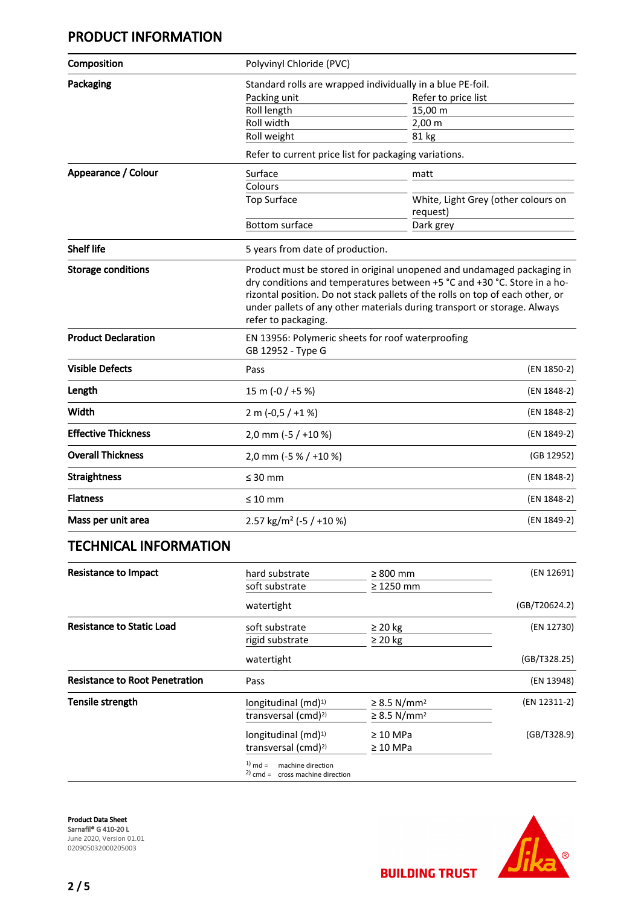## PRODUCT INFORMATION

| | | | |
|---|---|---|---|
| **Composition** | Polyvinyl Chloride (PVC) | | |
| **Packaging** | Standard rolls are wrapped individually in a blue PE-foil. | | |
| | Packing unit | Refer to price list | |
| | Roll length | 15,00 m | |
| | Roll width | 2,00 m | |
| | Roll weight | 81 kg | |
| | Refer to current price list for packaging variations. | | |
| **Appearance / Colour** | Surface | matt | |
| | Colours | | |
| | Top Surface | White, Light Grey (other colours on request) | |
| | Bottom surface | Dark grey | |
| **Shelf life** | 5 years from date of production. | | |
| **Storage conditions** | Product must be stored in original unopened and undamaged packaging in dry conditions and temperatures between +5 °C and +30 °C. Store in a horizontal position. Do not stack pallets of the rolls on top of each other, or under pallets of any other materials during transport or storage. Always refer to packaging. | | |
| **Product Declaration** | EN 13956: Polymeric sheets for roof waterproofing<br>GB 12952 - Type G | | |
| **Visible Defects** | Pass | | (EN 1850-2) |
| **Length** | 15 m (-0 / +5 %) | | (EN 1848-2) |
| **Width** | 2 m (-0,5 / +1 %) | | (EN 1848-2) |
| **Effective Thickness** | 2,0 mm (-5 / +10 %) | | (EN 1849-2) |
| **Overall Thickness** | 2,0 mm (-5 % / +10 %) | | (GB 12952) |
| **Straightness** | ≤ 30 mm | | (EN 1848-2) |
| **Flatness** | ≤ 10 mm | | (EN 1848-2) |
| **Mass per unit area** | 2.57 kg/m² (-5 / +10 %) | | (EN 1849-2) |

## TECHNICAL INFORMATION

| | | | |
|---|---|---|---|
| **Resistance to Impact** | hard substrate | ≥ 800 mm | (EN 12691) |
| | soft substrate | ≥ 1250 mm | |
| | watertight | | (GB/T20624.2) |
| **Resistance to Static Load** | soft substrate | ≥ 20 kg | (EN 12730) |
| | rigid substrate | ≥ 20 kg | |
| | watertight | | (GB/T328.25) |
| **Resistance to Root Penetration** | Pass | | (EN 13948) |
| **Tensile strength** | longitudinal (md)[1] | ≥ 8.5 N/mm² | (EN 12311-2) |
| | transversal (cmd)[2] | ≥ 8.5 N/mm² | |
| | longitudinal (md)[1] | ≥ 10 MPa | (GB/T328.9) |
| | transversal (cmd)[2] | ≥ 10 MPa | |

[1] md = machine direction
[2] cmd = cross machine direction

**Product Data Sheet**
**Sarnafil® G 410-20 L**
June 2020, Version 01.01
020905032000205003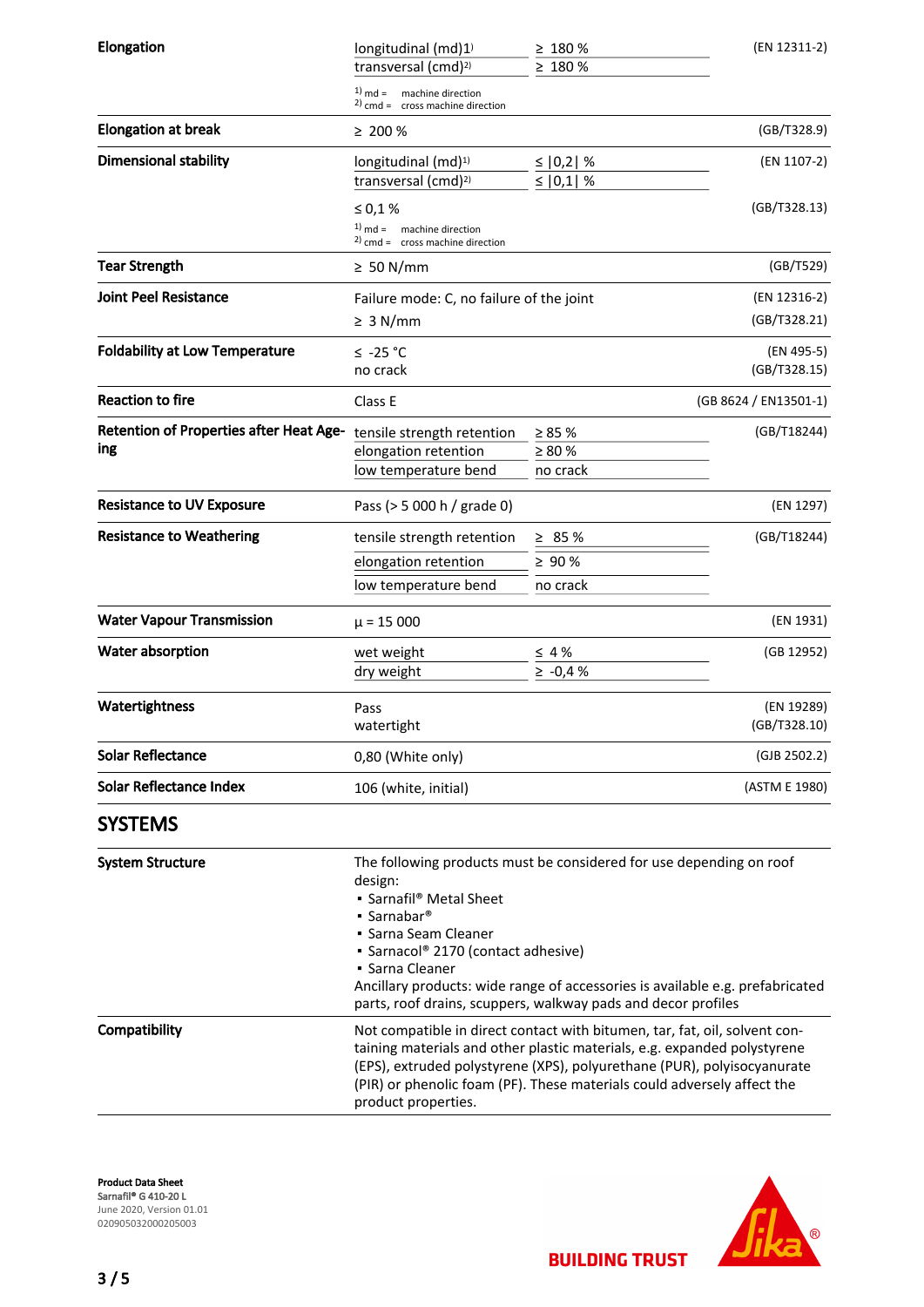| Property | Value | | Standard |
|---|---|---|---|
| **Elongation** | longitudinal (md)[1] | ≥ 180 % | (EN 12311-2) |
| | transversal (cmd)[2] | ≥ 180 % | |
| | [1] md = machine direction<br>[2] cmd = cross machine direction | | |
| **Elongation at break** | ≥ 200 % | | (GB/T328.9) |
| **Dimensional stability** | longitudinal (md)[1] | ≤ \|0,2\| % | (EN 1107-2) |
| | transversal (cmd)[2] | ≤ \|0,1\| % | |
| | ≤ 0,1 % | | (GB/T328.13) |
| | [1] md = machine direction<br>[2] cmd = cross machine direction | | |
| **Tear Strength** | ≥ 50 N/mm | | (GB/T529) |
| **Joint Peel Resistance** | Failure mode: C, no failure of the joint | | (EN 12316-2) |
| | ≥ 3 N/mm | | (GB/T328.21) |
| **Foldability at Low Temperature** | ≤ -25 °C<br>no crack | | (EN 495-5)<br>(GB/T328.15) |
| **Reaction to fire** | Class E | | (GB 8624 / EN13501-1) |
| **Retention of Properties after Heat Ageing** | tensile strength retention | ≥ 85 % | (GB/T18244) |
| | elongation retention | ≥ 80 % | |
| | low temperature bend | no crack | |
| **Resistance to UV Exposure** | Pass (> 5 000 h / grade 0) | | (EN 1297) |
| **Resistance to Weathering** | tensile strength retention | ≥ 85 % | (GB/T18244) |
| | elongation retention | ≥ 90 % | |
| | low temperature bend | no crack | |
| **Water Vapour Transmission** | $\mu$ = 15 000 | | (EN 1931) |
| **Water absorption** | wet weight | ≤ 4 % | (GB 12952) |
| | dry weight | ≥ -0,4 % | |
| **Watertightness** | Pass<br>watertight | | (EN 19289)<br>(GB/T328.10) |
| **Solar Reflectance** | 0,80 (White only) | | (GJB 2502.2) |
| **Solar Reflectance Index** | 106 (white, initial) | | (ASTM E 1980) |

## SYSTEMS

**System Structure**

The following products must be considered for use depending on roof design:
- Sarnafil® Metal Sheet
- Sarnabar®
- Sarna Seam Cleaner
- Sarnacol® 2170 (contact adhesive)
- Sarna Cleaner

Ancillary products: wide range of accessories is available e.g. prefabricated parts, roof drains, scuppers, walkway pads and decor profiles

**Compatibility**

Not compatible in direct contact with bitumen, tar, fat, oil, solvent containing materials and other plastic materials, e.g. expanded polystyrene (EPS), extruded polystyrene (XPS), polyurethane (PUR), polyisocyanurate (PIR) or phenolic foam (PF). These materials could adversely affect the product properties.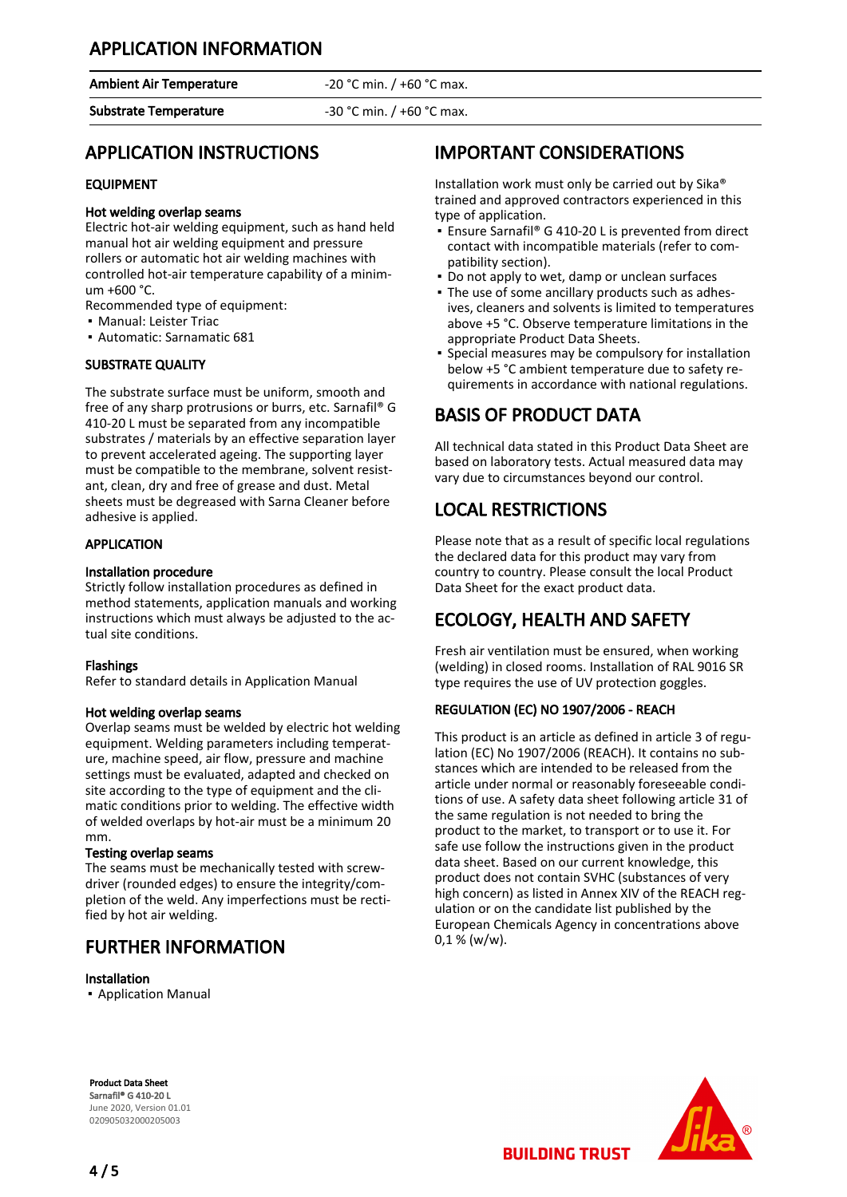## APPLICATION INFORMATION

| Ambient Air Temperature | -20 °C min. / +60 °C max. |
| --- | --- |
| Substrate Temperature | -30 °C min. / +60 °C max. |

## APPLICATION INSTRUCTIONS

### EQUIPMENT

**Hot welding overlap seams**
Electric hot-air welding equipment, such as hand held manual hot air welding equipment and pressure rollers or automatic hot air welding machines with controlled hot-air temperature capability of a minimum +600 °C.
Recommended type of equipment:

- Manual: Leister Triac
- Automatic: Sarnamatic 681

### SUBSTRATE QUALITY

The substrate surface must be uniform, smooth and free of any sharp protrusions or burrs, etc. Sarnafil® G 410-20 L must be separated from any incompatible substrates / materials by an effective separation layer to prevent accelerated ageing. The supporting layer must be compatible to the membrane, solvent resistant, clean, dry and free of grease and dust. Metal sheets must be degreased with Sarna Cleaner before adhesive is applied.

### APPLICATION

**Installation procedure**
Strictly follow installation procedures as defined in method statements, application manuals and working instructions which must always be adjusted to the actual site conditions.

**Flashings**
Refer to standard details in Application Manual

**Hot welding overlap seams**
Overlap seams must be welded by electric hot welding equipment. Welding parameters including temperature, machine speed, air flow, pressure and machine settings must be evaluated, adapted and checked on site according to the type of equipment and the climatic conditions prior to welding. The effective width of welded overlaps by hot-air must be a minimum 20 mm.

**Testing overlap seams**
The seams must be mechanically tested with screwdriver (rounded edges) to ensure the integrity/completion of the weld. Any imperfections must be rectified by hot air welding.

## FURTHER INFORMATION

**Installation**

- Application Manual

## IMPORTANT CONSIDERATIONS

Installation work must only be carried out by Sika® trained and approved contractors experienced in this type of application.

- Ensure Sarnafil® G 410-20 L is prevented from direct contact with incompatible materials (refer to compatibility section).
- Do not apply to wet, damp or unclean surfaces
- The use of some ancillary products such as adhesives, cleaners and solvents is limited to temperatures above +5 °C. Observe temperature limitations in the appropriate Product Data Sheets.
- Special measures may be compulsory for installation below +5 °C ambient temperature due to safety requirements in accordance with national regulations.

## BASIS OF PRODUCT DATA

All technical data stated in this Product Data Sheet are based on laboratory tests. Actual measured data may vary due to circumstances beyond our control.

## LOCAL RESTRICTIONS

Please note that as a result of specific local regulations the declared data for this product may vary from country to country. Please consult the local Product Data Sheet for the exact product data.

## ECOLOGY, HEALTH AND SAFETY

Fresh air ventilation must be ensured, when working (welding) in closed rooms. Installation of RAL 9016 SR type requires the use of UV protection goggles.

### REGULATION (EC) NO 1907/2006 - REACH

This product is an article as defined in article 3 of regulation (EC) No 1907/2006 (REACH). It contains no substances which are intended to be released from the article under normal or reasonably foreseeable conditions of use. A safety data sheet following article 31 of the same regulation is not needed to bring the product to the market, to transport or to use it. For safe use follow the instructions given in the product data sheet. Based on our current knowledge, this product does not contain SVHC (substances of very high concern) as listed in Annex XIV of the REACH regulation or on the candidate list published by the European Chemicals Agency in concentrations above 0,1 % (w/w).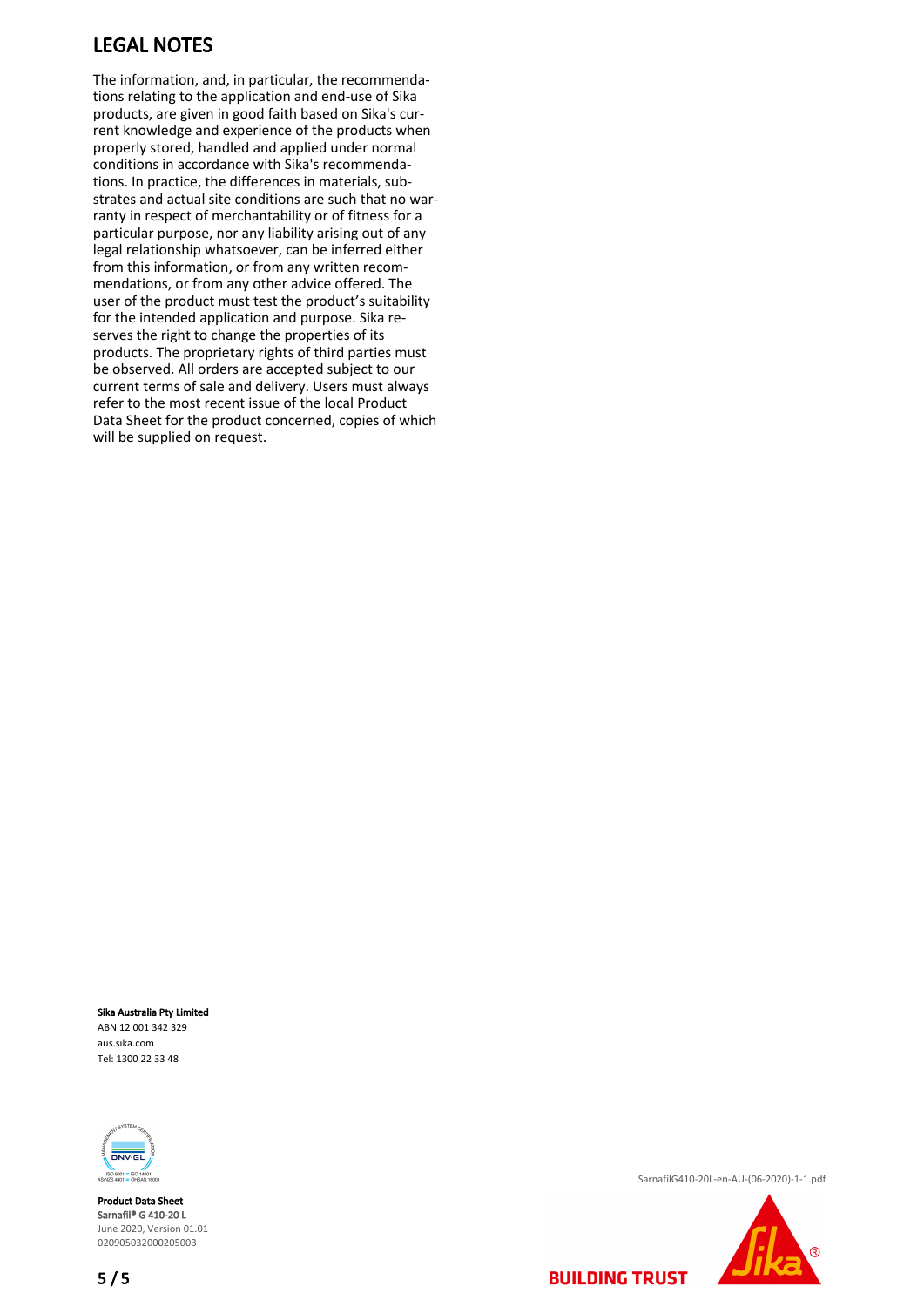## LEGAL NOTES

The information, and, in particular, the recommendations relating to the application and end-use of Sika products, are given in good faith based on Sika's current knowledge and experience of the products when properly stored, handled and applied under normal conditions in accordance with Sika's recommendations. In practice, the differences in materials, substrates and actual site conditions are such that no warranty in respect of merchantability or of fitness for a particular purpose, nor any liability arising out of any legal relationship whatsoever, can be inferred either from this information, or from any written recommendations, or from any other advice offered. The user of the product must test the product's suitability for the intended application and purpose. Sika reserves the right to change the properties of its products. The proprietary rights of third parties must be observed. All orders are accepted subject to our current terms of sale and delivery. Users must always refer to the most recent issue of the local Product Data Sheet for the product concerned, copies of which will be supplied on request.

**Sika Australia Pty Limited**
ABN 12 001 342 329
aus.sika.com
Tel: 1300 22 33 48

SarnafilG410-20L-en-AU-(06-2020)-1-1.pdf